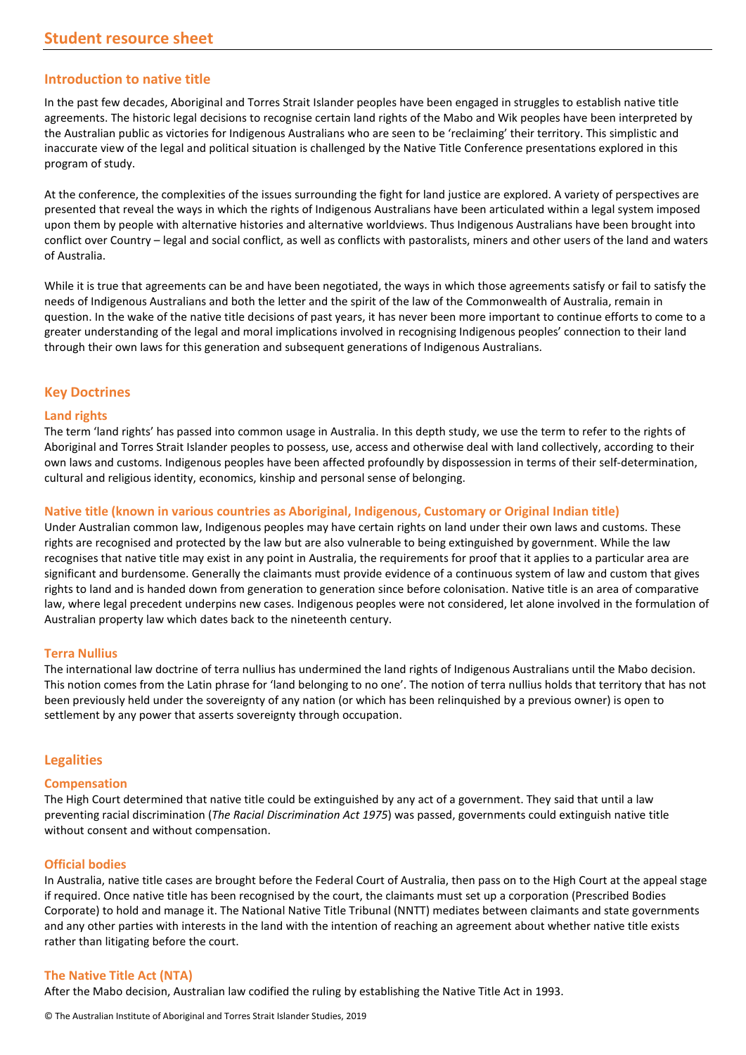# Student resource sheet

## Introduction to native title

In the past few decades, Aboriginal and Torres Strait Islander peoples have been engaged in struggles to establish native title agreements. The historic legal decisions to recognise certain land rights of the Mabo and Wik peoples have been interpreted by the Australian public as victories for Indigenous Australians who are seen to be 'reclaiming' their territory. This simplistic and inaccurate view of the legal and political situation is challenged by the Native Title Conference presentations explored in this program of study.

At the conference, the complexities of the issues surrounding the fight for land justice are explored. A variety of perspectives are presented that reveal the ways in which the rights of Indigenous Australians have been articulated within a legal system imposed upon them by people with alternative histories and alternative worldviews. Thus Indigenous Australians have been brought into conflict over Country – legal and social conflict, as well as conflicts with pastoralists, miners and other users of the land and waters of Australia.

While it is true that agreements can be and have been negotiated, the ways in which those agreements satisfy or fail to satisfy the needs of Indigenous Australians and both the letter and the spirit of the law of the Commonwealth of Australia, remain in question. In the wake of the native title decisions of past years, it has never been more important to continue efforts to come to a greater understanding of the legal and moral implications involved in recognising Indigenous peoples' connection to their land through their own laws for this generation and subsequent generations of Indigenous Australians.

## Key Doctrines

### Land rights

The term 'land rights' has passed into common usage in Australia. In this depth study, we use the term to refer to the rights of Aboriginal and Torres Strait Islander peoples to possess, use, access and otherwise deal with land collectively, according to their own laws and customs. Indigenous peoples have been affected profoundly by dispossession in terms of their self-determination, cultural and religious identity, economics, kinship and personal sense of belonging.

### Native title (known in various countries as Aboriginal, Indigenous, Customary or Original Indian title)

Under Australian common law, Indigenous peoples may have certain rights on land under their own laws and customs. These rights are recognised and protected by the law but are also vulnerable to being extinguished by government. While the law recognises that native title may exist in any point in Australia, the requirements for proof that it applies to a particular area are significant and burdensome. Generally the claimants must provide evidence of a continuous system of law and custom that gives rights to land and is handed down from generation to generation since before colonisation. Native title is an area of comparative law, where legal precedent underpins new cases. Indigenous peoples were not considered, let alone involved in the formulation of Australian property law which dates back to the nineteenth century.

### Terra Nullius

The international law doctrine of terra nullius has undermined the land rights of Indigenous Australians until the Mabo decision. This notion comes from the Latin phrase for 'land belonging to no one'. The notion of terra nullius holds that territory that has not been previously held under the sovereignty of any nation (or which has been relinquished by a previous owner) is open to settlement by any power that asserts sovereignty through occupation.

## Legalities

### Compensation

The High Court determined that native title could be extinguished by any act of a government. They said that until a law preventing racial discrimination (*The Racial Discrimination Act 1975*) was passed, governments could extinguish native title without consent and without compensation.

### Official bodies

In Australia, native title cases are brought before the Federal Court of Australia, then pass on to the High Court at the appeal stage if required. Once native title has been recognised by the court, the claimants must set up a corporation (Prescribed Bodies Corporate) to hold and manage it. The National Native Title Tribunal (NNTT) mediates between claimants and state governments and any other parties with interests in the land with the intention of reaching an agreement about whether native title exists rather than litigating before the court.

### The Native Title Act (NTA)

After the Mabo decision, Australian law codified the ruling by establishing the Native Title Act in 1993.

© The Australian Institute of Aboriginal and Torres Strait Islander Studies, 2019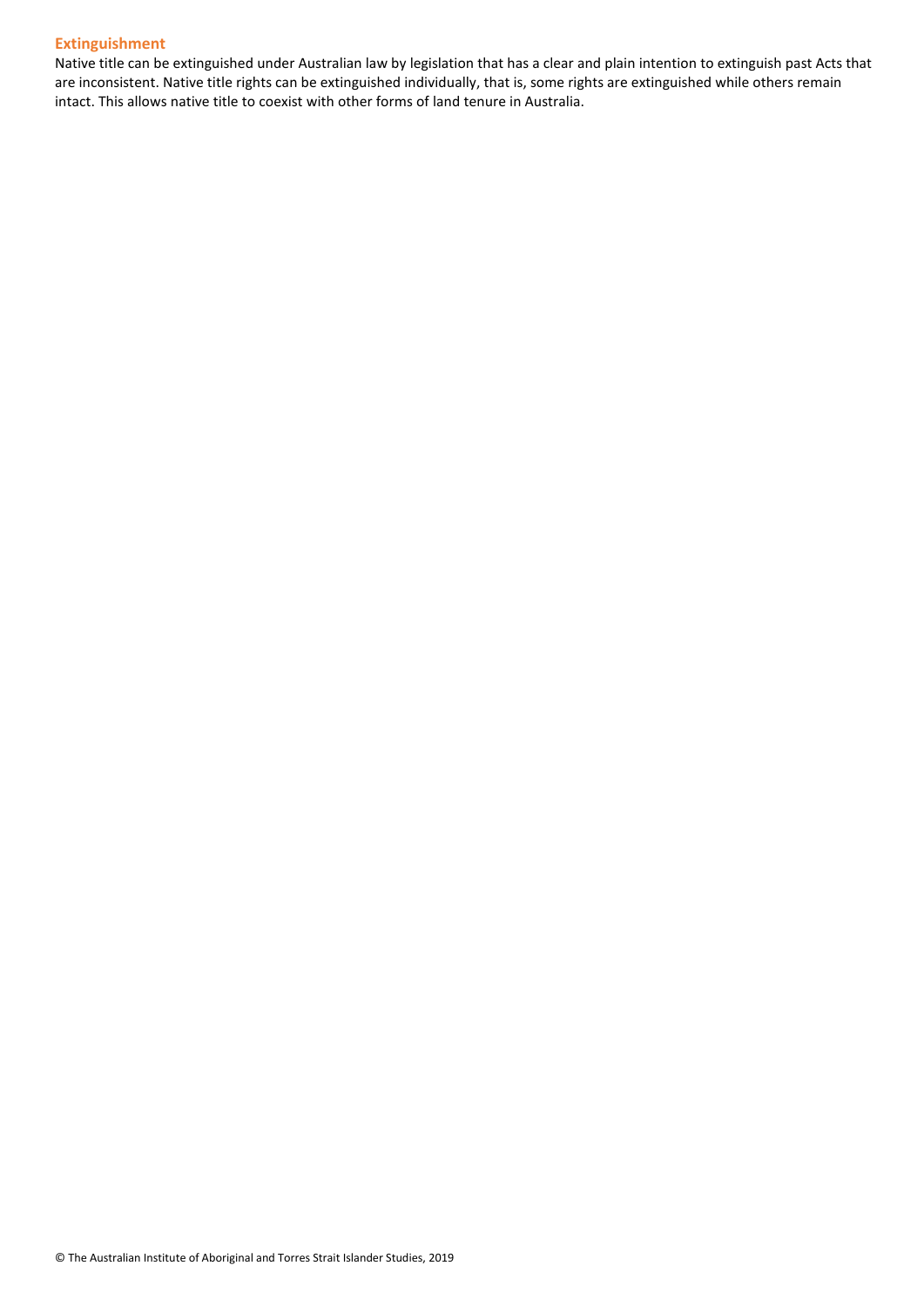### Extinguishment

Native title can be extinguished under Australian law by legislation that has a clear and plain intention to extinguish past Acts that are inconsistent. Native title rights can be extinguished individually, that is, some rights are extinguished while others remain intact. This allows native title to coexist with other forms of land tenure in Australia.

© The Australian Institute of Aboriginal and Torres Strait Islander Studies, 2019